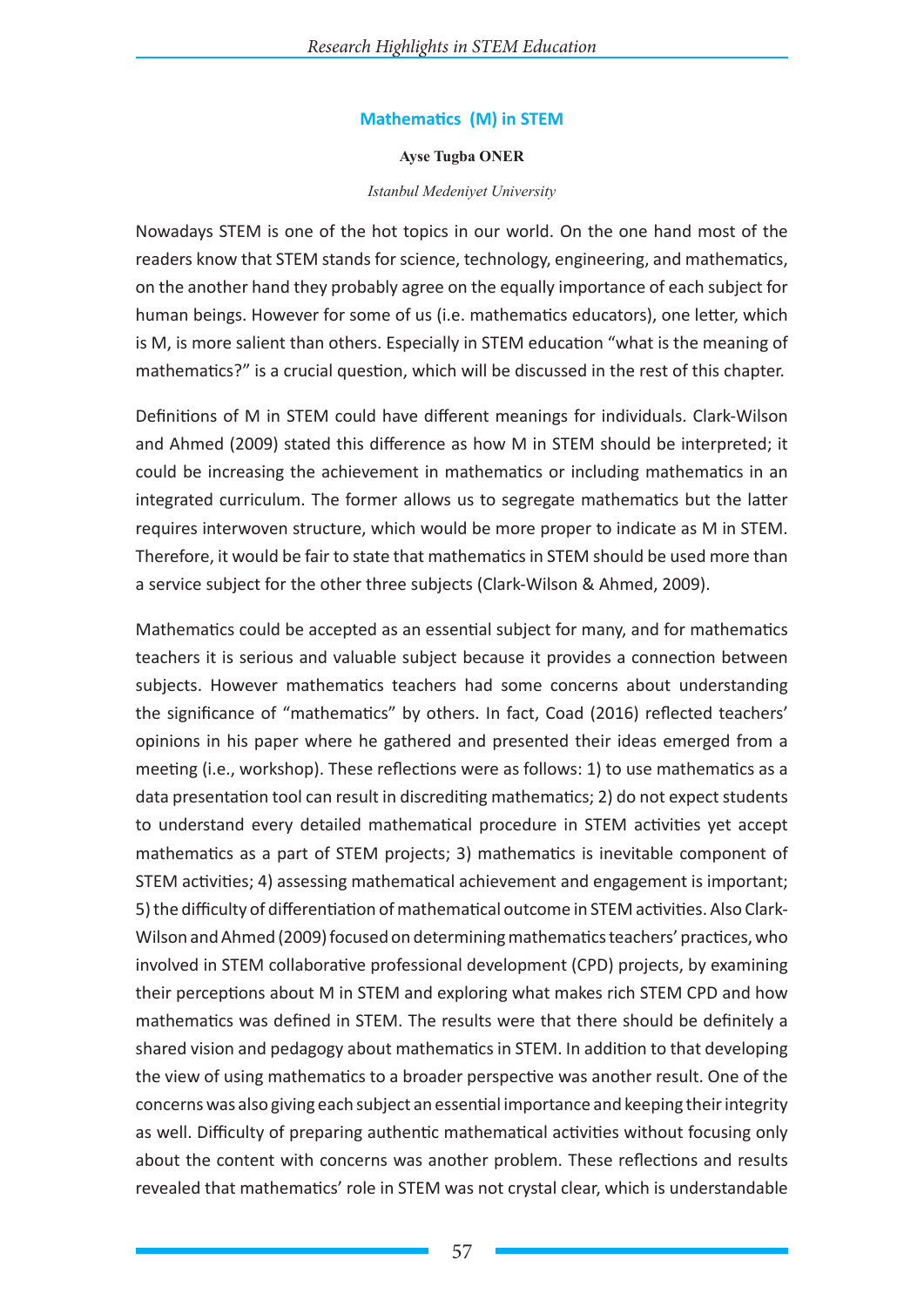# Mathematics (M) in STEM

**Ayse Tugba ONER**

*Istanbul Medeniyet University*

Nowadays STEM is one of the hot topics in our world. On the one hand most of the readers know that STEM stands for science, technology, engineering, and mathematics, on the another hand they probably agree on the equally importance of each subject for human beings. However for some of us (i.e. mathematics educators), one letter, which is M, is more salient than others. Especially in STEM education "what is the meaning of mathematics?" is a crucial question, which will be discussed in the rest of this chapter.

Definitions of M in STEM could have different meanings for individuals. Clark-Wilson and Ahmed (2009) stated this difference as how M in STEM should be interpreted; it could be increasing the achievement in mathematics or including mathematics in an integrated curriculum. The former allows us to segregate mathematics but the latter requires interwoven structure, which would be more proper to indicate as M in STEM. Therefore, it would be fair to state that mathematics in STEM should be used more than a service subject for the other three subjects (Clark-Wilson & Ahmed, 2009).

Mathematics could be accepted as an essential subject for many, and for mathematics teachers it is serious and valuable subject because it provides a connection between subjects. However mathematics teachers had some concerns about understanding the significance of "mathematics" by others. In fact, Coad (2016) reflected teachers' opinions in his paper where he gathered and presented their ideas emerged from a meeting (i.e., workshop). These reflections were as follows: 1) to use mathematics as a data presentation tool can result in discrediting mathematics; 2) do not expect students to understand every detailed mathematical procedure in STEM activities yet accept mathematics as a part of STEM projects; 3) mathematics is inevitable component of STEM activities; 4) assessing mathematical achievement and engagement is important; 5) the difficulty of differentiation of mathematical outcome in STEM activities. Also Clark-Wilson and Ahmed (2009) focused on determining mathematics teachers' practices, who involved in STEM collaborative professional development (CPD) projects, by examining their perceptions about M in STEM and exploring what makes rich STEM CPD and how mathematics was defined in STEM. The results were that there should be definitely a shared vision and pedagogy about mathematics in STEM. In addition to that developing the view of using mathematics to a broader perspective was another result. One of the concerns was also giving each subject an essential importance and keeping their integrity as well. Difficulty of preparing authentic mathematical activities without focusing only about the content with concerns was another problem. These reflections and results revealed that mathematics' role in STEM was not crystal clear, which is understandable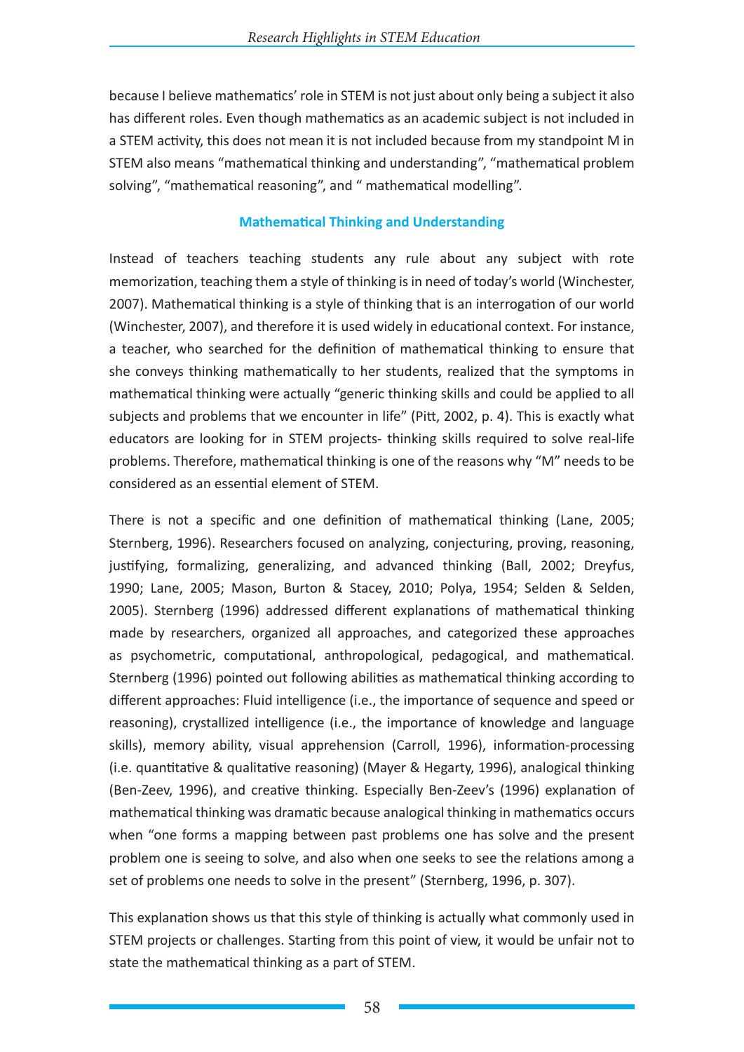because I believe mathematics' role in STEM is not just about only being a subject it also has different roles. Even though mathematics as an academic subject is not included in a STEM activity, this does not mean it is not included because from my standpoint M in STEM also means "mathematical thinking and understanding", "mathematical problem solving", "mathematical reasoning", and " mathematical modelling".

## Mathematical Thinking and Understanding

Instead of teachers teaching students any rule about any subject with rote memorization, teaching them a style of thinking is in need of today's world (Winchester, 2007). Mathematical thinking is a style of thinking that is an interrogation of our world (Winchester, 2007), and therefore it is used widely in educational context. For instance, a teacher, who searched for the definition of mathematical thinking to ensure that she conveys thinking mathematically to her students, realized that the symptoms in mathematical thinking were actually "generic thinking skills and could be applied to all subjects and problems that we encounter in life" (Pitt, 2002, p. 4). This is exactly what educators are looking for in STEM projects- thinking skills required to solve real-life problems. Therefore, mathematical thinking is one of the reasons why "M" needs to be considered as an essential element of STEM.

There is not a specific and one definition of mathematical thinking (Lane, 2005; Sternberg, 1996). Researchers focused on analyzing, conjecturing, proving, reasoning, justifying, formalizing, generalizing, and advanced thinking (Ball, 2002; Dreyfus, 1990; Lane, 2005; Mason, Burton & Stacey, 2010; Polya, 1954; Selden & Selden, 2005). Sternberg (1996) addressed different explanations of mathematical thinking made by researchers, organized all approaches, and categorized these approaches as psychometric, computational, anthropological, pedagogical, and mathematical. Sternberg (1996) pointed out following abilities as mathematical thinking according to different approaches: Fluid intelligence (i.e., the importance of sequence and speed or reasoning), crystallized intelligence (i.e., the importance of knowledge and language skills), memory ability, visual apprehension (Carroll, 1996), information-processing (i.e. quantitative & qualitative reasoning) (Mayer & Hegarty, 1996), analogical thinking (Ben-Zeev, 1996), and creative thinking. Especially Ben-Zeev's (1996) explanation of mathematical thinking was dramatic because analogical thinking in mathematics occurs when "one forms a mapping between past problems one has solve and the present problem one is seeing to solve, and also when one seeks to see the relations among a set of problems one needs to solve in the present" (Sternberg, 1996, p. 307).

This explanation shows us that this style of thinking is actually what commonly used in STEM projects or challenges. Starting from this point of view, it would be unfair not to state the mathematical thinking as a part of STEM.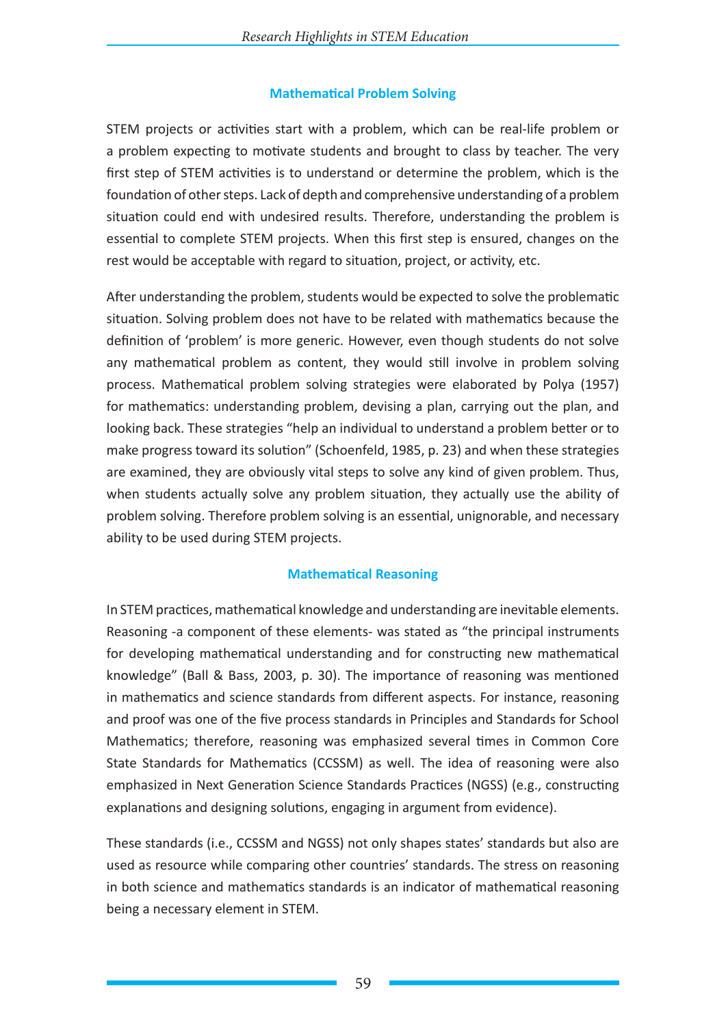## Mathematical Problem Solving

STEM projects or activities start with a problem, which can be real-life problem or a problem expecting to motivate students and brought to class by teacher. The very first step of STEM activities is to understand or determine the problem, which is the foundation of other steps. Lack of depth and comprehensive understanding of a problem situation could end with undesired results. Therefore, understanding the problem is essential to complete STEM projects. When this first step is ensured, changes on the rest would be acceptable with regard to situation, project, or activity, etc.

After understanding the problem, students would be expected to solve the problematic situation. Solving problem does not have to be related with mathematics because the definition of 'problem' is more generic. However, even though students do not solve any mathematical problem as content, they would still involve in problem solving process. Mathematical problem solving strategies were elaborated by Polya (1957) for mathematics: understanding problem, devising a plan, carrying out the plan, and looking back. These strategies "help an individual to understand a problem better or to make progress toward its solution" (Schoenfeld, 1985, p. 23) and when these strategies are examined, they are obviously vital steps to solve any kind of given problem. Thus, when students actually solve any problem situation, they actually use the ability of problem solving. Therefore problem solving is an essential, unignorable, and necessary ability to be used during STEM projects.

## Mathematical Reasoning

In STEM practices, mathematical knowledge and understanding are inevitable elements. Reasoning -a component of these elements- was stated as "the principal instruments for developing mathematical understanding and for constructing new mathematical knowledge" (Ball & Bass, 2003, p. 30). The importance of reasoning was mentioned in mathematics and science standards from different aspects. For instance, reasoning and proof was one of the five process standards in Principles and Standards for School Mathematics; therefore, reasoning was emphasized several times in Common Core State Standards for Mathematics (CCSSM) as well. The idea of reasoning were also emphasized in Next Generation Science Standards Practices (NGSS) (e.g., constructing explanations and designing solutions, engaging in argument from evidence).

These standards (i.e., CCSSM and NGSS) not only shapes states' standards but also are used as resource while comparing other countries' standards. The stress on reasoning in both science and mathematics standards is an indicator of mathematical reasoning being a necessary element in STEM.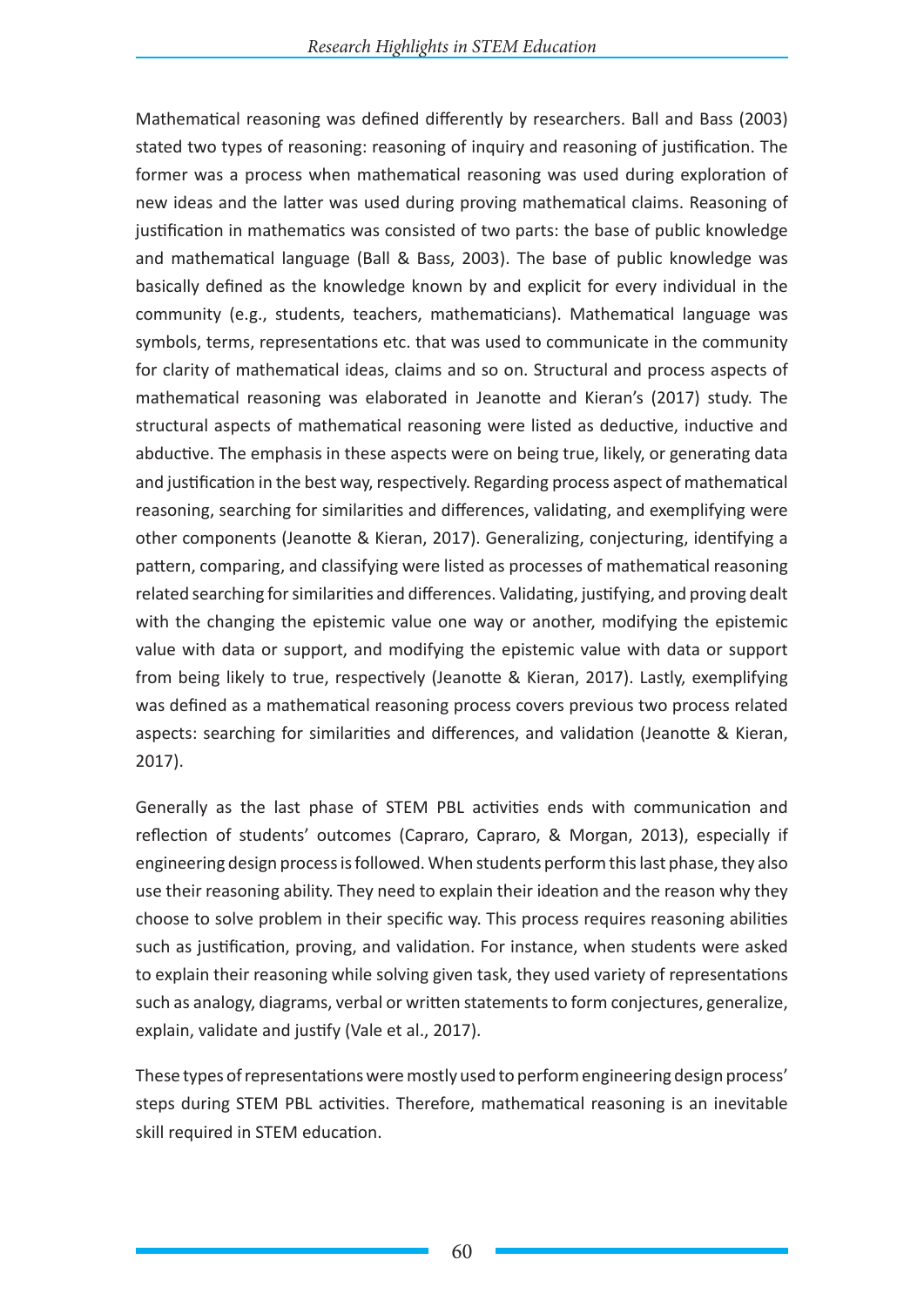Mathematical reasoning was defined differently by researchers. Ball and Bass (2003) stated two types of reasoning: reasoning of inquiry and reasoning of justification. The former was a process when mathematical reasoning was used during exploration of new ideas and the latter was used during proving mathematical claims. Reasoning of justification in mathematics was consisted of two parts: the base of public knowledge and mathematical language (Ball & Bass, 2003). The base of public knowledge was basically defined as the knowledge known by and explicit for every individual in the community (e.g., students, teachers, mathematicians). Mathematical language was symbols, terms, representations etc. that was used to communicate in the community for clarity of mathematical ideas, claims and so on. Structural and process aspects of mathematical reasoning was elaborated in Jeanotte and Kieran's (2017) study. The structural aspects of mathematical reasoning were listed as deductive, inductive and abductive. The emphasis in these aspects were on being true, likely, or generating data and justification in the best way, respectively. Regarding process aspect of mathematical reasoning, searching for similarities and differences, validating, and exemplifying were other components (Jeanotte & Kieran, 2017). Generalizing, conjecturing, identifying a pattern, comparing, and classifying were listed as processes of mathematical reasoning related searching for similarities and differences. Validating, justifying, and proving dealt with the changing the epistemic value one way or another, modifying the epistemic value with data or support, and modifying the epistemic value with data or support from being likely to true, respectively (Jeanotte & Kieran, 2017). Lastly, exemplifying was defined as a mathematical reasoning process covers previous two process related aspects: searching for similarities and differences, and validation (Jeanotte & Kieran, 2017).

Generally as the last phase of STEM PBL activities ends with communication and reflection of students' outcomes (Capraro, Capraro, & Morgan, 2013), especially if engineering design process is followed. When students perform this last phase, they also use their reasoning ability. They need to explain their ideation and the reason why they choose to solve problem in their specific way. This process requires reasoning abilities such as justification, proving, and validation. For instance, when students were asked to explain their reasoning while solving given task, they used variety of representations such as analogy, diagrams, verbal or written statements to form conjectures, generalize, explain, validate and justify (Vale et al., 2017).

These types of representations were mostly used to perform engineering design process' steps during STEM PBL activities. Therefore, mathematical reasoning is an inevitable skill required in STEM education.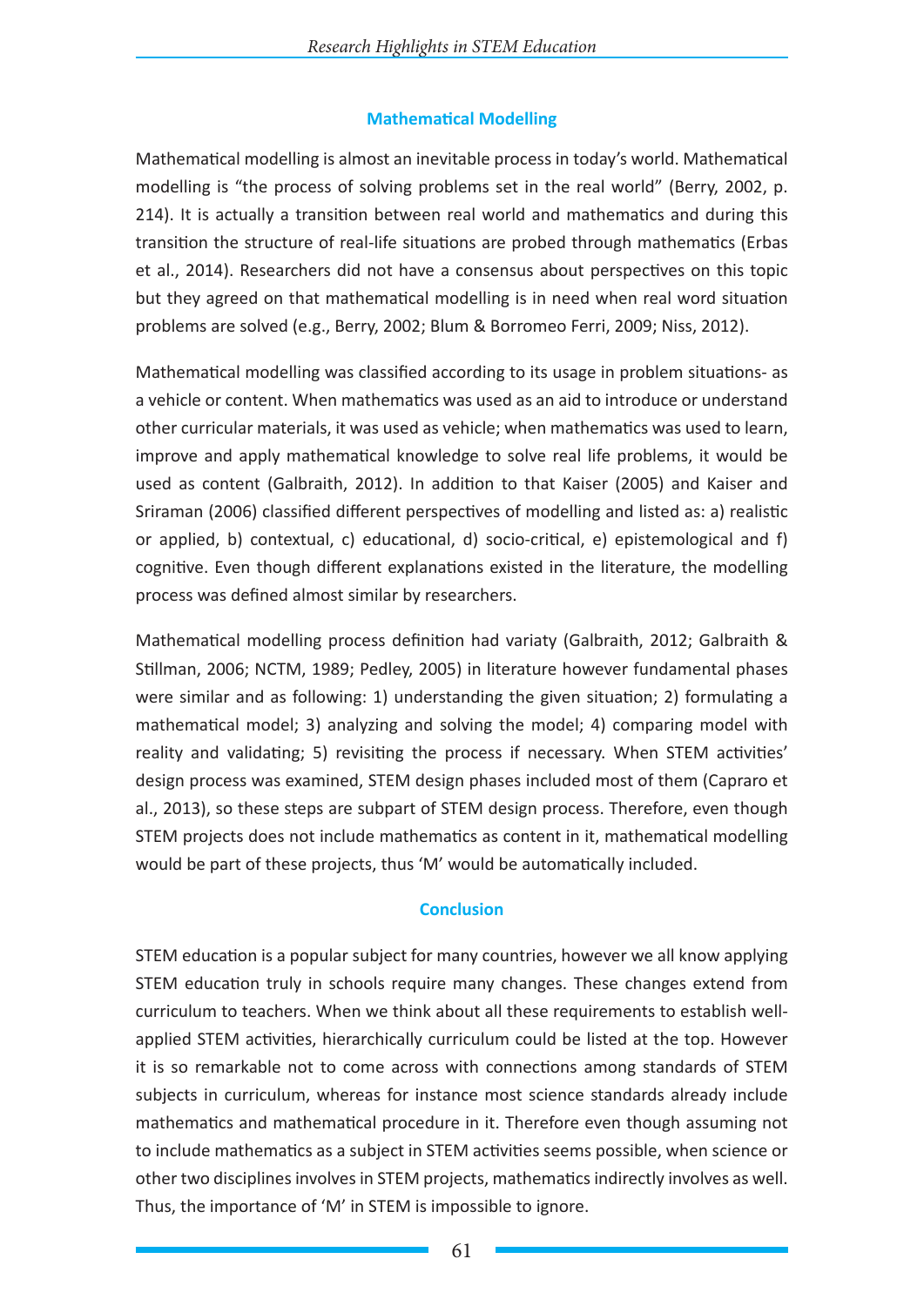## Mathematical Modelling

Mathematical modelling is almost an inevitable process in today's world. Mathematical modelling is "the process of solving problems set in the real world" (Berry, 2002, p. 214). It is actually a transition between real world and mathematics and during this transition the structure of real-life situations are probed through mathematics (Erbas et al., 2014). Researchers did not have a consensus about perspectives on this topic but they agreed on that mathematical modelling is in need when real word situation problems are solved (e.g., Berry, 2002; Blum & Borromeo Ferri, 2009; Niss, 2012).

Mathematical modelling was classified according to its usage in problem situations- as a vehicle or content. When mathematics was used as an aid to introduce or understand other curricular materials, it was used as vehicle; when mathematics was used to learn, improve and apply mathematical knowledge to solve real life problems, it would be used as content (Galbraith, 2012). In addition to that Kaiser (2005) and Kaiser and Sriraman (2006) classified different perspectives of modelling and listed as: a) realistic or applied, b) contextual, c) educational, d) socio-critical, e) epistemological and f) cognitive. Even though different explanations existed in the literature, the modelling process was defined almost similar by researchers.

Mathematical modelling process definition had variaty (Galbraith, 2012; Galbraith & Stillman, 2006; NCTM, 1989; Pedley, 2005) in literature however fundamental phases were similar and as following: 1) understanding the given situation; 2) formulating a mathematical model; 3) analyzing and solving the model; 4) comparing model with reality and validating; 5) revisiting the process if necessary. When STEM activities' design process was examined, STEM design phases included most of them (Capraro et al., 2013), so these steps are subpart of STEM design process. Therefore, even though STEM projects does not include mathematics as content in it, mathematical modelling would be part of these projects, thus 'M' would be automatically included.

## Conclusion

STEM education is a popular subject for many countries, however we all know applying STEM education truly in schools require many changes. These changes extend from curriculum to teachers. When we think about all these requirements to establish well-applied STEM activities, hierarchically curriculum could be listed at the top. However it is so remarkable not to come across with connections among standards of STEM subjects in curriculum, whereas for instance most science standards already include mathematics and mathematical procedure in it. Therefore even though assuming not to include mathematics as a subject in STEM activities seems possible, when science or other two disciplines involves in STEM projects, mathematics indirectly involves as well. Thus, the importance of 'M' in STEM is impossible to ignore.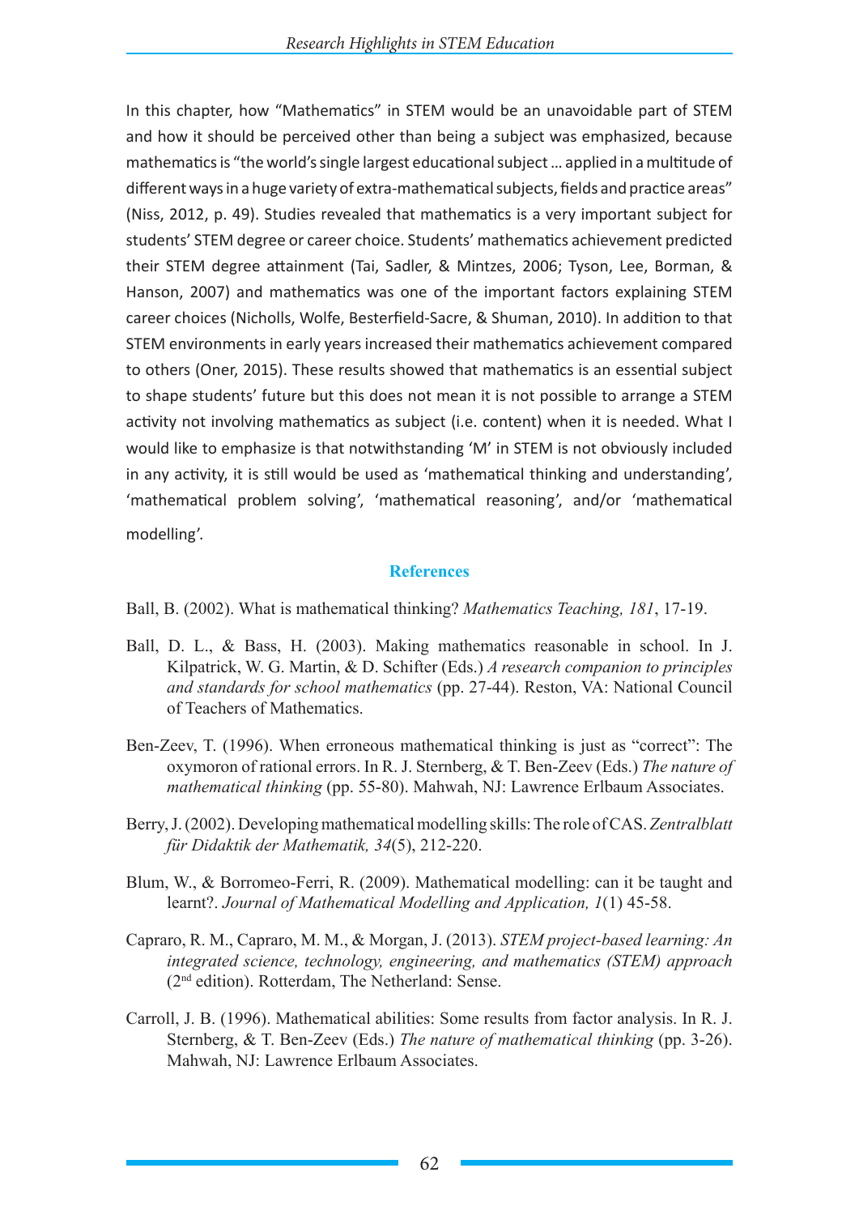In this chapter, how "Mathematics" in STEM would be an unavoidable part of STEM and how it should be perceived other than being a subject was emphasized, because mathematics is "the world's single largest educational subject … applied in a multitude of different ways in a huge variety of extra-mathematical subjects, fields and practice areas" (Niss, 2012, p. 49). Studies revealed that mathematics is a very important subject for students' STEM degree or career choice. Students' mathematics achievement predicted their STEM degree attainment (Tai, Sadler, & Mintzes, 2006; Tyson, Lee, Borman, & Hanson, 2007) and mathematics was one of the important factors explaining STEM career choices (Nicholls, Wolfe, Besterfield-Sacre, & Shuman, 2010). In addition to that STEM environments in early years increased their mathematics achievement compared to others (Oner, 2015). These results showed that mathematics is an essential subject to shape students' future but this does not mean it is not possible to arrange a STEM activity not involving mathematics as subject (i.e. content) when it is needed. What I would like to emphasize is that notwithstanding 'M' in STEM is not obviously included in any activity, it is still would be used as 'mathematical thinking and understanding', 'mathematical problem solving', 'mathematical reasoning', and/or 'mathematical modelling'.

## References

Ball, B. (2002). What is mathematical thinking? *Mathematics Teaching, 181*, 17-19.

Ball, D. L., & Bass, H. (2003). Making mathematics reasonable in school. In J. Kilpatrick, W. G. Martin, & D. Schifter (Eds.) *A research companion to principles and standards for school mathematics* (pp. 27-44). Reston, VA: National Council of Teachers of Mathematics.

Ben-Zeev, T. (1996). When erroneous mathematical thinking is just as "correct": The oxymoron of rational errors. In R. J. Sternberg, & T. Ben-Zeev (Eds.) *The nature of mathematical thinking* (pp. 55-80). Mahwah, NJ: Lawrence Erlbaum Associates.

Berry, J. (2002). Developing mathematical modelling skills: The role of CAS. *Zentralblatt für Didaktik der Mathematik, 34*(5), 212-220.

Blum, W., & Borromeo-Ferri, R. (2009). Mathematical modelling: can it be taught and learnt?. *Journal of Mathematical Modelling and Application, 1*(1) 45-58.

Capraro, R. M., Capraro, M. M., & Morgan, J. (2013). *STEM project-based learning: An integrated science, technology, engineering, and mathematics (STEM) approach* (2nd edition). Rotterdam, The Netherland: Sense.

Carroll, J. B. (1996). Mathematical abilities: Some results from factor analysis. In R. J. Sternberg, & T. Ben-Zeev (Eds.) *The nature of mathematical thinking* (pp. 3-26). Mahwah, NJ: Lawrence Erlbaum Associates.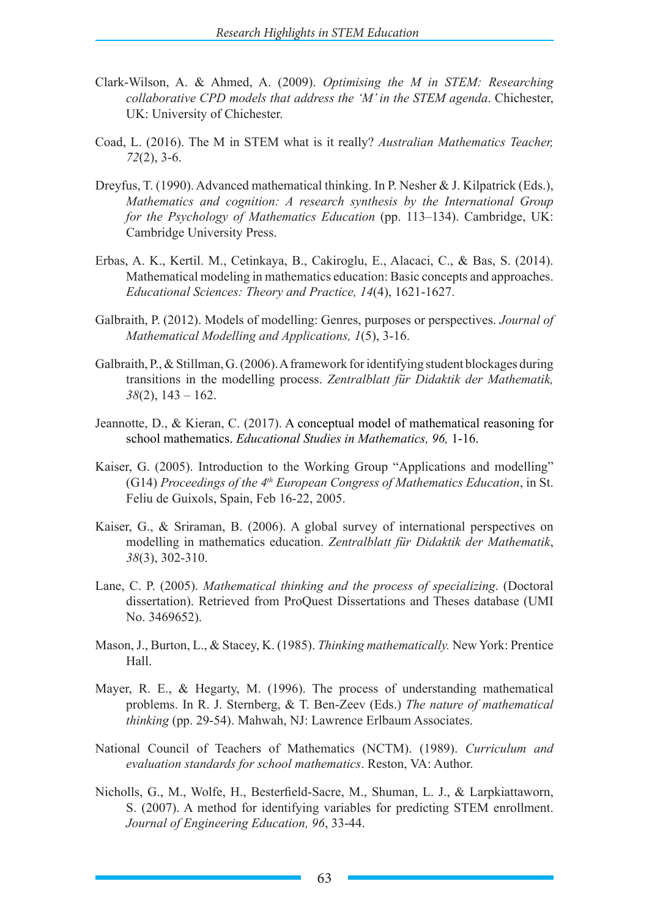Clark-Wilson, A. & Ahmed, A. (2009). *Optimising the M in STEM: Researching collaborative CPD models that address the 'M' in the STEM agenda*. Chichester, UK: University of Chichester.

Coad, L. (2016). The M in STEM what is it really? *Australian Mathematics Teacher, 72*(2), 3-6.

Dreyfus, T. (1990). Advanced mathematical thinking. In P. Nesher & J. Kilpatrick (Eds.), *Mathematics and cognition: A research synthesis by the International Group for the Psychology of Mathematics Education* (pp. 113–134). Cambridge, UK: Cambridge University Press.

Erbas, A. K., Kertil. M., Cetinkaya, B., Cakiroglu, E., Alacaci, C., & Bas, S. (2014). Mathematical modeling in mathematics education: Basic concepts and approaches. *Educational Sciences: Theory and Practice, 14*(4), 1621-1627.

Galbraith, P. (2012). Models of modelling: Genres, purposes or perspectives. *Journal of Mathematical Modelling and Applications, 1*(5), 3-16.

Galbraith, P., & Stillman, G. (2006). A framework for identifying student blockages during transitions in the modelling process. *Zentralblatt für Didaktik der Mathematik, 38*(2), 143 – 162.

Jeannotte, D., & Kieran, C. (2017). A conceptual model of mathematical reasoning for school mathematics. *Educational Studies in Mathematics, 96,* 1-16.

Kaiser, G. (2005). Introduction to the Working Group "Applications and modelling" (G14) *Proceedings of the 4th European Congress of Mathematics Education*, in St. Feliu de Guixols, Spain, Feb 16-22, 2005.

Kaiser, G., & Sriraman, B. (2006). A global survey of international perspectives on modelling in mathematics education. *Zentralblatt für Didaktik der Mathematik*, *38*(3), 302-310.

Lane, C. P. (2005). *Mathematical thinking and the process of specializing*. (Doctoral dissertation). Retrieved from ProQuest Dissertations and Theses database (UMI No. 3469652).

Mason, J., Burton, L., & Stacey, K. (1985). *Thinking mathematically.* New York: Prentice Hall.

Mayer, R. E., & Hegarty, M. (1996). The process of understanding mathematical problems. In R. J. Sternberg, & T. Ben-Zeev (Eds.) *The nature of mathematical thinking* (pp. 29-54). Mahwah, NJ: Lawrence Erlbaum Associates.

National Council of Teachers of Mathematics (NCTM). (1989). *Curriculum and evaluation standards for school mathematics*. Reston, VA: Author.

Nicholls, G., M., Wolfe, H., Besterfield-Sacre, M., Shuman, L. J., & Larpkiattaworn, S. (2007). A method for identifying variables for predicting STEM enrollment. *Journal of Engineering Education, 96*, 33-44.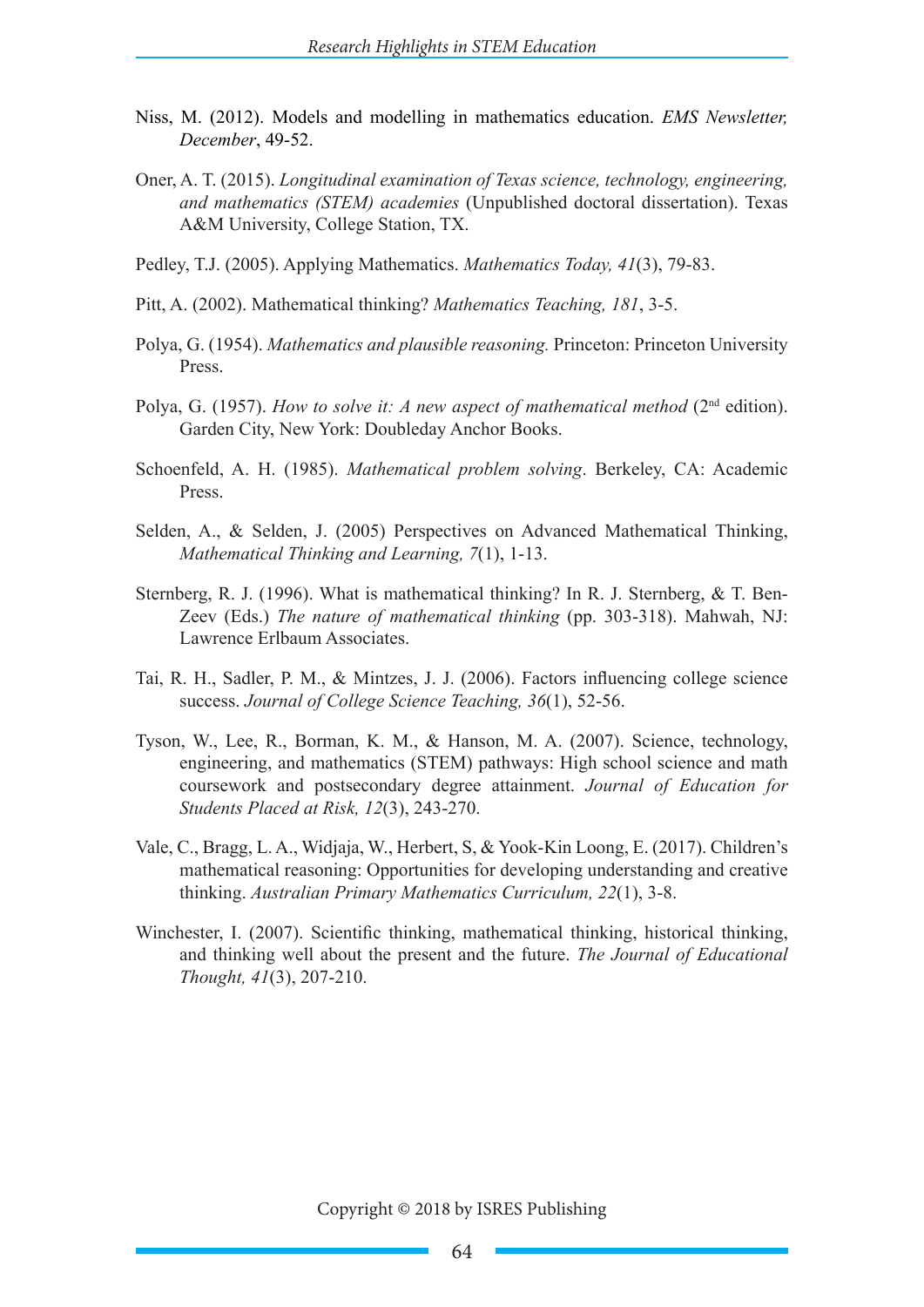Niss, M. (2012). Models and modelling in mathematics education. *EMS Newsletter, December*, 49-52.

Oner, A. T. (2015). *Longitudinal examination of Texas science, technology, engineering, and mathematics (STEM) academies* (Unpublished doctoral dissertation). Texas A&M University, College Station, TX.

Pedley, T.J. (2005). Applying Mathematics. *Mathematics Today, 41*(3), 79-83.

Pitt, A. (2002). Mathematical thinking? *Mathematics Teaching, 181*, 3-5.

Polya, G. (1954). *Mathematics and plausible reasoning.* Princeton: Princeton University Press.

Polya, G. (1957). *How to solve it: A new aspect of mathematical method* (2nd edition). Garden City, New York: Doubleday Anchor Books.

Schoenfeld, A. H. (1985). *Mathematical problem solving*. Berkeley, CA: Academic Press.

Selden, A., & Selden, J. (2005) Perspectives on Advanced Mathematical Thinking, *Mathematical Thinking and Learning, 7*(1), 1-13.

Sternberg, R. J. (1996). What is mathematical thinking? In R. J. Sternberg, & T. Ben-Zeev (Eds.) *The nature of mathematical thinking* (pp. 303-318). Mahwah, NJ: Lawrence Erlbaum Associates.

Tai, R. H., Sadler, P. M., & Mintzes, J. J. (2006). Factors influencing college science success. *Journal of College Science Teaching, 36*(1), 52-56.

Tyson, W., Lee, R., Borman, K. M., & Hanson, M. A. (2007). Science, technology, engineering, and mathematics (STEM) pathways: High school science and math coursework and postsecondary degree attainment. *Journal of Education for Students Placed at Risk, 12*(3), 243-270.

Vale, C., Bragg, L. A., Widjaja, W., Herbert, S, & Yook-Kin Loong, E. (2017). Children's mathematical reasoning: Opportunities for developing understanding and creative thinking. *Australian Primary Mathematics Curriculum, 22*(1), 3-8.

Winchester, I. (2007). Scientific thinking, mathematical thinking, historical thinking, and thinking well about the present and the future. *The Journal of Educational Thought, 41*(3), 207-210.